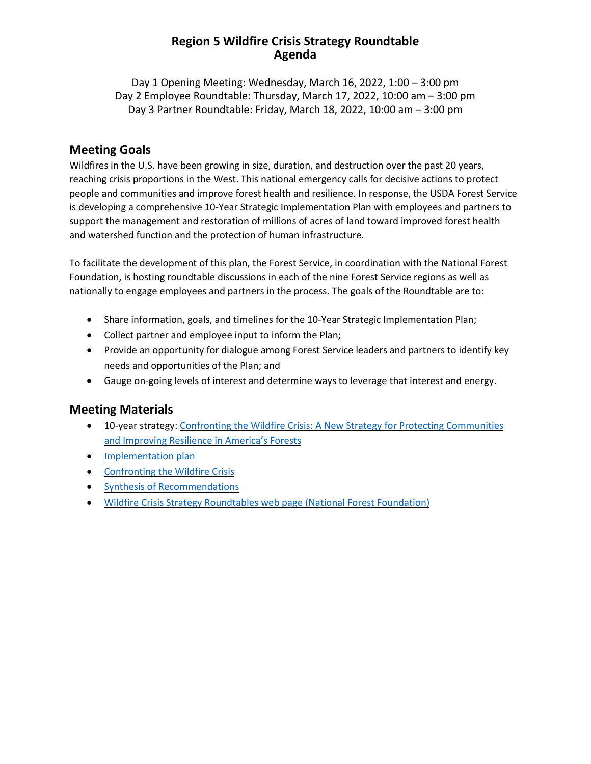# Region 5 Wildfire Crisis Strategy Roundtable
# Agenda

Day 1 Opening Meeting: Wednesday, March 16, 2022, 1:00 – 3:00 pm
Day 2 Employee Roundtable: Thursday, March 17, 2022, 10:00 am – 3:00 pm
Day 3 Partner Roundtable: Friday, March 18, 2022, 10:00 am – 3:00 pm

## Meeting Goals

Wildfires in the U.S. have been growing in size, duration, and destruction over the past 20 years, reaching crisis proportions in the West. This national emergency calls for decisive actions to protect people and communities and improve forest health and resilience. In response, the USDA Forest Service is developing a comprehensive 10-Year Strategic Implementation Plan with employees and partners to support the management and restoration of millions of acres of land toward improved forest health and watershed function and the protection of human infrastructure.

To facilitate the development of this plan, the Forest Service, in coordination with the National Forest Foundation, is hosting roundtable discussions in each of the nine Forest Service regions as well as nationally to engage employees and partners in the process. The goals of the Roundtable are to:

- Share information, goals, and timelines for the 10-Year Strategic Implementation Plan;
- Collect partner and employee input to inform the Plan;
- Provide an opportunity for dialogue among Forest Service leaders and partners to identify key needs and opportunities of the Plan; and
- Gauge on-going levels of interest and determine ways to leverage that interest and energy.

## Meeting Materials

- 10-year strategy: Confronting the Wildfire Crisis: A New Strategy for Protecting Communities and Improving Resilience in America's Forests
- Implementation plan
- Confronting the Wildfire Crisis
- Synthesis of Recommendations
- Wildfire Crisis Strategy Roundtables web page (National Forest Foundation)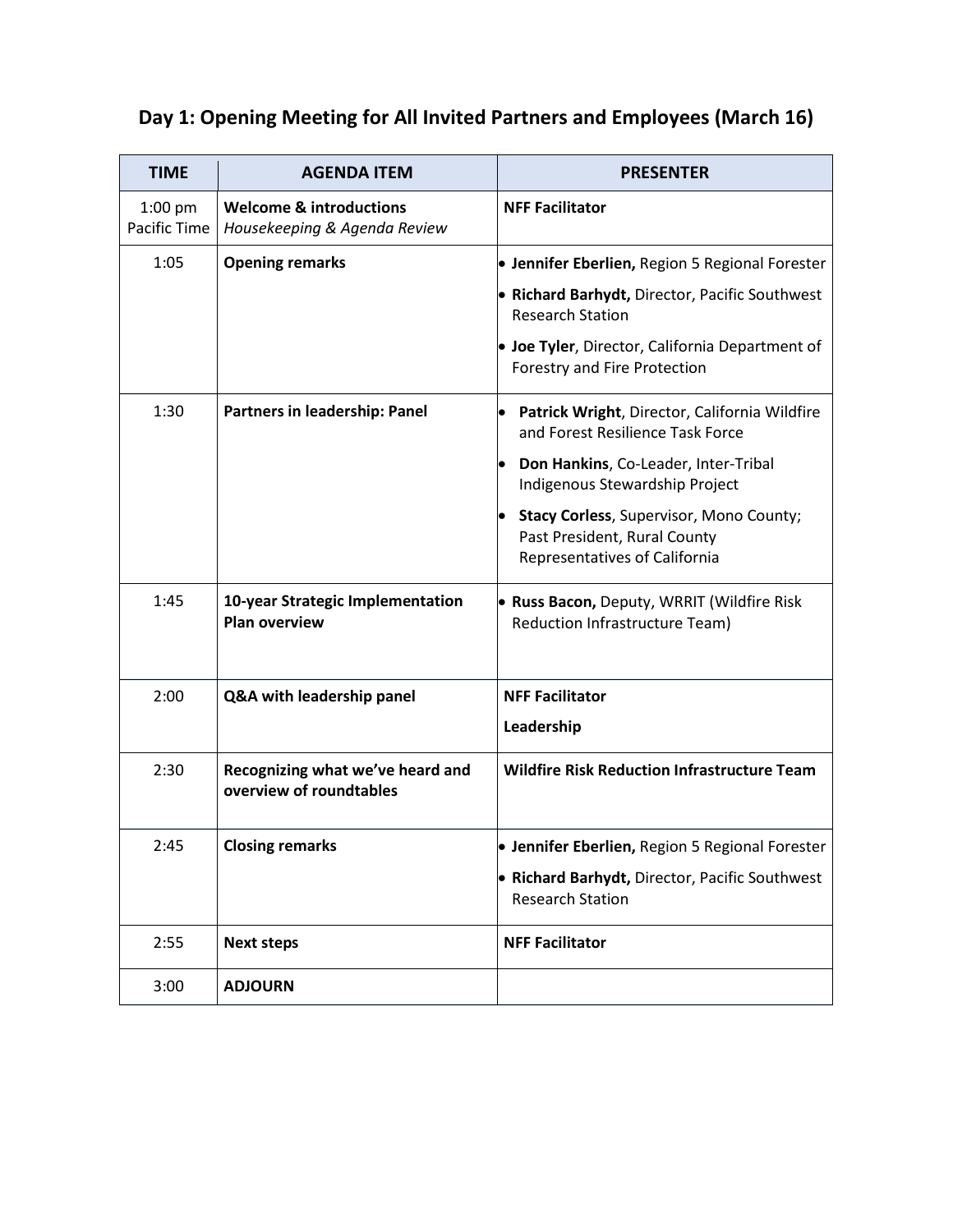## Day 1: Opening Meeting for All Invited Partners and Employees (March 16)

| TIME | AGENDA ITEM | PRESENTER |
|---|---|---|
| 1:00 pm Pacific Time | **Welcome & introductions**<br>*Housekeeping & Agenda Review* | **NFF Facilitator** |
| 1:05 | **Opening remarks** | • **Jennifer Eberlien,** Region 5 Regional Forester<br>• **Richard Barhydt,** Director, Pacific Southwest Research Station<br>• **Joe Tyler**, Director, California Department of Forestry and Fire Protection |
| 1:30 | **Partners in leadership: Panel** | • **Patrick Wright**, Director, California Wildfire and Forest Resilience Task Force<br>• **Don Hankins**, Co-Leader, Inter-Tribal Indigenous Stewardship Project<br>• **Stacy Corless**, Supervisor, Mono County; Past President, Rural County Representatives of California |
| 1:45 | **10-year Strategic Implementation Plan overview** | • **Russ Bacon,** Deputy, WRRIT (Wildfire Risk Reduction Infrastructure Team) |
| 2:00 | **Q&A with leadership panel** | **NFF Facilitator**<br>**Leadership** |
| 2:30 | **Recognizing what we've heard and overview of roundtables** | **Wildfire Risk Reduction Infrastructure Team** |
| 2:45 | **Closing remarks** | • **Jennifer Eberlien,** Region 5 Regional Forester<br>• **Richard Barhydt,** Director, Pacific Southwest Research Station |
| 2:55 | **Next steps** | **NFF Facilitator** |
| 3:00 | **ADJOURN** | |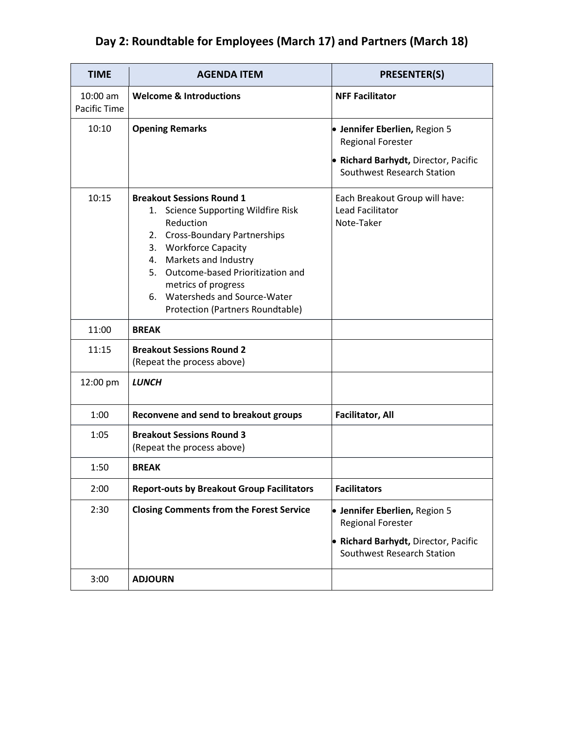## Day 2: Roundtable for Employees (March 17) and Partners (March 18)

| TIME | AGENDA ITEM | PRESENTER(S) |
|---|---|---|
| 10:00 am Pacific Time | **Welcome & Introductions** | **NFF Facilitator** |
| 10:10 | **Opening Remarks** | • **Jennifer Eberlien,** Region 5 Regional Forester<br>• **Richard Barhydt,** Director, Pacific Southwest Research Station |
| 10:15 | **Breakout Sessions Round 1**<br>1. Science Supporting Wildfire Risk Reduction<br>2. Cross-Boundary Partnerships<br>3. Workforce Capacity<br>4. Markets and Industry<br>5. Outcome-based Prioritization and metrics of progress<br>6. Watersheds and Source-Water Protection (Partners Roundtable) | Each Breakout Group will have:<br>Lead Facilitator<br>Note-Taker |
| 11:00 | **BREAK** | |
| 11:15 | **Breakout Sessions Round 2**<br>(Repeat the process above) | |
| 12:00 pm | ***LUNCH*** | |
| 1:00 | **Reconvene and send to breakout groups** | **Facilitator, All** |
| 1:05 | **Breakout Sessions Round 3**<br>(Repeat the process above) | |
| 1:50 | **BREAK** | |
| 2:00 | **Report-outs by Breakout Group Facilitators** | **Facilitators** |
| 2:30 | **Closing Comments from the Forest Service** | • **Jennifer Eberlien,** Region 5 Regional Forester<br>• **Richard Barhydt,** Director, Pacific Southwest Research Station |
| 3:00 | **ADJOURN** | |